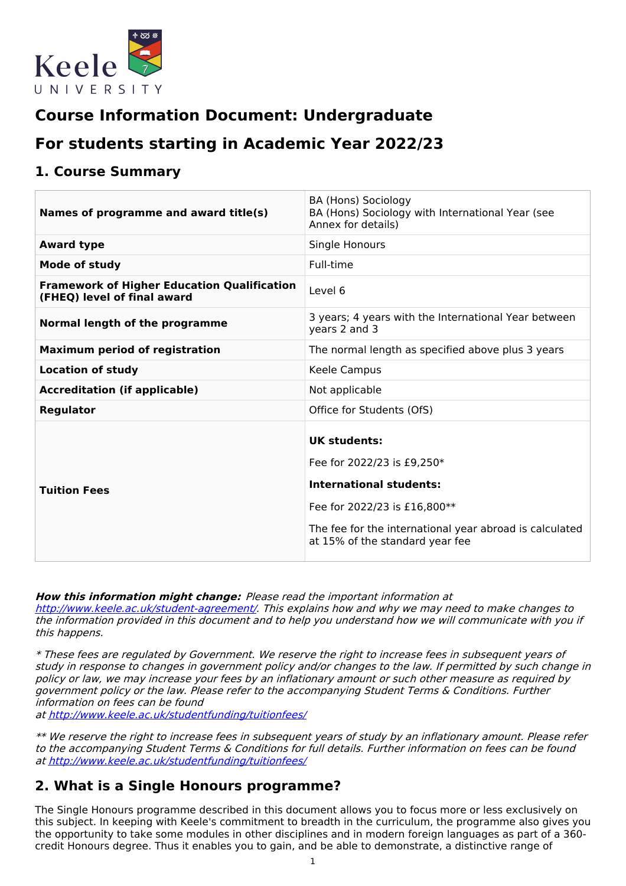# Course Information Document: Undergraduate

# For students starting in Academic Year 2022/23

## 1. Course Summary

| | |
|---|---|
| **Names of programme and award title(s)** | BA (Hons) Sociology<br>BA (Hons) Sociology with International Year (see Annex for details) |
| **Award type** | Single Honours |
| **Mode of study** | Full-time |
| **Framework of Higher Education Qualification (FHEQ) level of final award** | Level 6 |
| **Normal length of the programme** | 3 years; 4 years with the International Year between years 2 and 3 |
| **Maximum period of registration** | The normal length as specified above plus 3 years |
| **Location of study** | Keele Campus |
| **Accreditation (if applicable)** | Not applicable |
| **Regulator** | Office for Students (OfS) |
| **Tuition Fees** | **UK students:**<br>Fee for 2022/23 is £9,250*<br>**International students:**<br>Fee for 2022/23 is £16,800**<br>The fee for the international year abroad is calculated at 15% of the standard year fee |

***How this information might change:*** *Please read the important information at [http://www.keele.ac.uk/student-agreement/](http://www.keele.ac.uk/student-agreement/). This explains how and why we may need to make changes to the information provided in this document and to help you understand how we will communicate with you if this happens.*

*\* These fees are regulated by Government. We reserve the right to increase fees in subsequent years of study in response to changes in government policy and/or changes to the law. If permitted by such change in policy or law, we may increase your fees by an inflationary amount or such other measure as required by government policy or the law. Please refer to the accompanying Student Terms & Conditions. Further information on fees can be found at [http://www.keele.ac.uk/studentfunding/tuitionfees/](http://www.keele.ac.uk/studentfunding/tuitionfees/)*

*\*\* We reserve the right to increase fees in subsequent years of study by an inflationary amount. Please refer to the accompanying Student Terms & Conditions for full details. Further information on fees can be found at [http://www.keele.ac.uk/studentfunding/tuitionfees/](http://www.keele.ac.uk/studentfunding/tuitionfees/)*

## 2. What is a Single Honours programme?

The Single Honours programme described in this document allows you to focus more or less exclusively on this subject. In keeping with Keele's commitment to breadth in the curriculum, the programme also gives you the opportunity to take some modules in other disciplines and in modern foreign languages as part of a 360-credit Honours degree. Thus it enables you to gain, and be able to demonstrate, a distinctive range of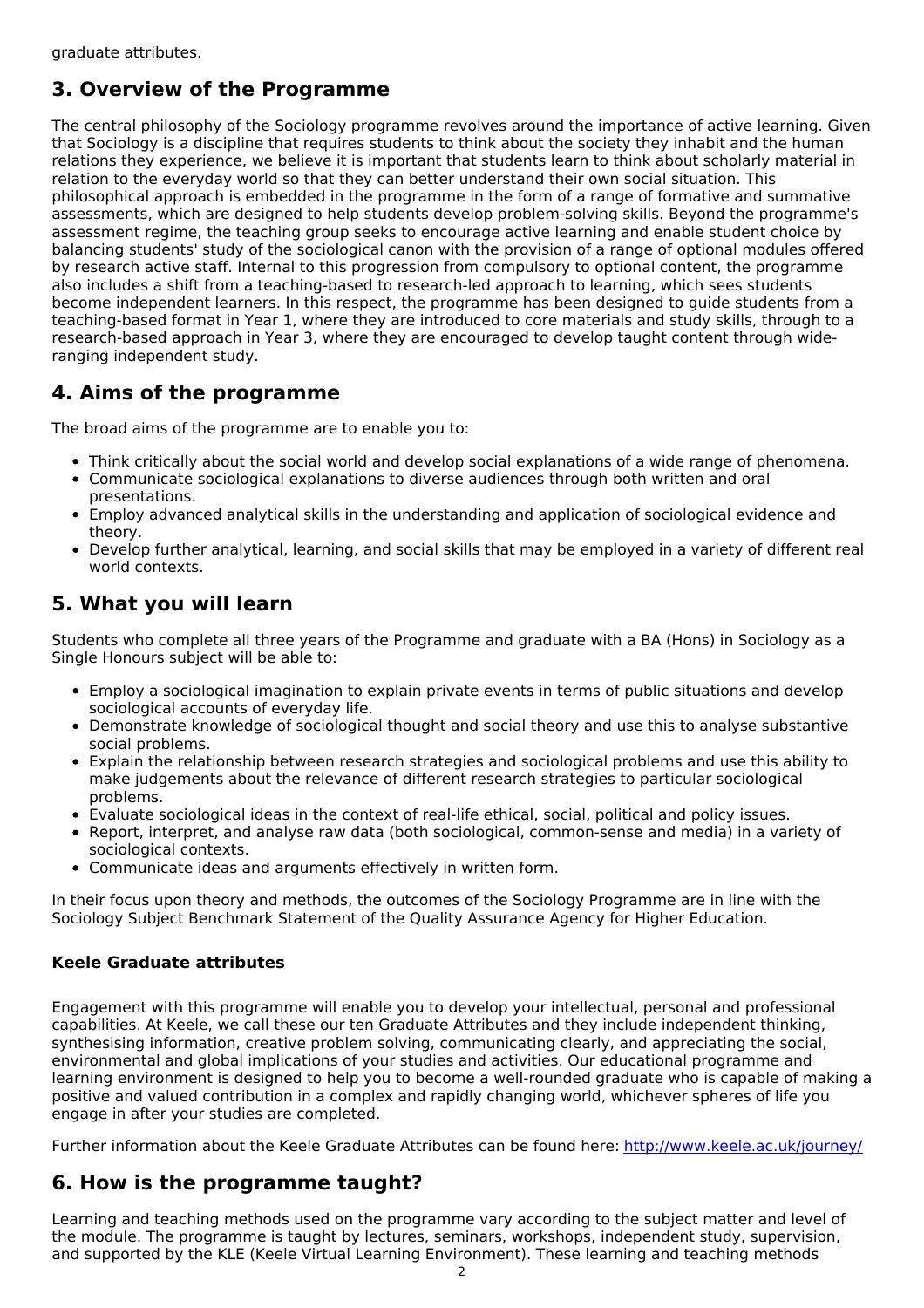graduate attributes.

## 3. Overview of the Programme

The central philosophy of the Sociology programme revolves around the importance of active learning. Given that Sociology is a discipline that requires students to think about the society they inhabit and the human relations they experience, we believe it is important that students learn to think about scholarly material in relation to the everyday world so that they can better understand their own social situation. This philosophical approach is embedded in the programme in the form of a range of formative and summative assessments, which are designed to help students develop problem-solving skills. Beyond the programme's assessment regime, the teaching group seeks to encourage active learning and enable student choice by balancing students' study of the sociological canon with the provision of a range of optional modules offered by research active staff. Internal to this progression from compulsory to optional content, the programme also includes a shift from a teaching-based to research-led approach to learning, which sees students become independent learners. In this respect, the programme has been designed to guide students from a teaching-based format in Year 1, where they are introduced to core materials and study skills, through to a research-based approach in Year 3, where they are encouraged to develop taught content through wide-ranging independent study.

## 4. Aims of the programme

The broad aims of the programme are to enable you to:

- Think critically about the social world and develop social explanations of a wide range of phenomena.
- Communicate sociological explanations to diverse audiences through both written and oral presentations.
- Employ advanced analytical skills in the understanding and application of sociological evidence and theory.
- Develop further analytical, learning, and social skills that may be employed in a variety of different real world contexts.

## 5. What you will learn

Students who complete all three years of the Programme and graduate with a BA (Hons) in Sociology as a Single Honours subject will be able to:

- Employ a sociological imagination to explain private events in terms of public situations and develop sociological accounts of everyday life.
- Demonstrate knowledge of sociological thought and social theory and use this to analyse substantive social problems.
- Explain the relationship between research strategies and sociological problems and use this ability to make judgements about the relevance of different research strategies to particular sociological problems.
- Evaluate sociological ideas in the context of real-life ethical, social, political and policy issues.
- Report, interpret, and analyse raw data (both sociological, common-sense and media) in a variety of sociological contexts.
- Communicate ideas and arguments effectively in written form.

In their focus upon theory and methods, the outcomes of the Sociology Programme are in line with the Sociology Subject Benchmark Statement of the Quality Assurance Agency for Higher Education.

### Keele Graduate attributes

Engagement with this programme will enable you to develop your intellectual, personal and professional capabilities. At Keele, we call these our ten Graduate Attributes and they include independent thinking, synthesising information, creative problem solving, communicating clearly, and appreciating the social, environmental and global implications of your studies and activities. Our educational programme and learning environment is designed to help you to become a well-rounded graduate who is capable of making a positive and valued contribution in a complex and rapidly changing world, whichever spheres of life you engage in after your studies are completed.

Further information about the Keele Graduate Attributes can be found here: [http://www.keele.ac.uk/journey/](http://www.keele.ac.uk/journey/)

## 6. How is the programme taught?

Learning and teaching methods used on the programme vary according to the subject matter and level of the module. The programme is taught by lectures, seminars, workshops, independent study, supervision, and supported by the KLE (Keele Virtual Learning Environment). These learning and teaching methods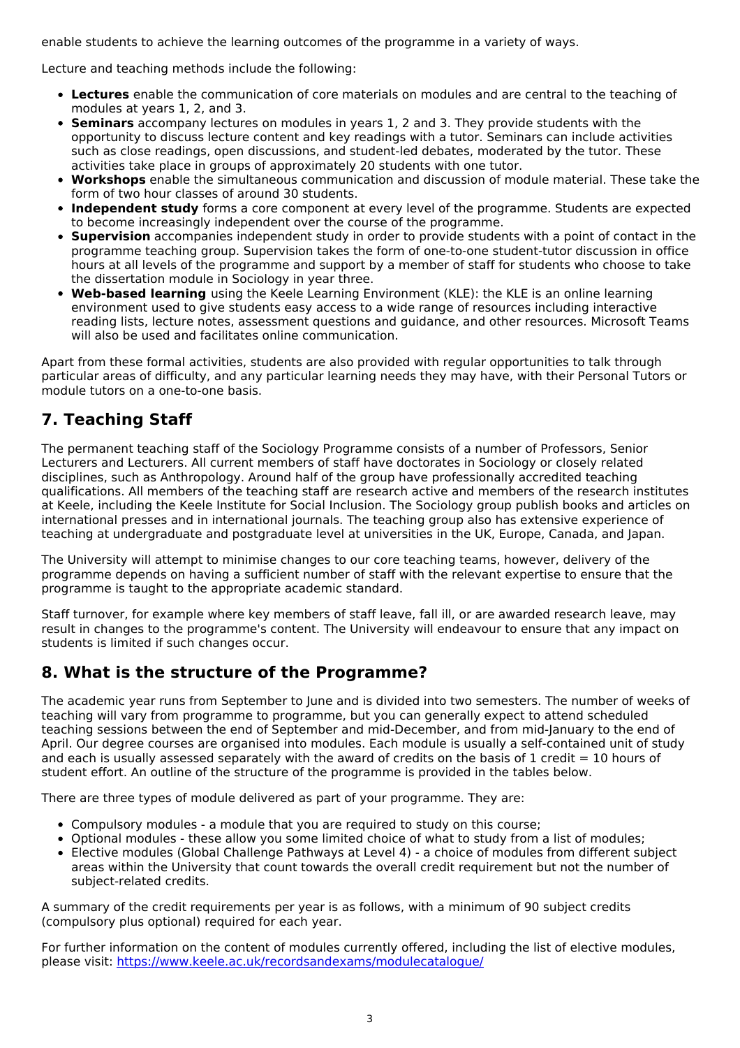enable students to achieve the learning outcomes of the programme in a variety of ways.

Lecture and teaching methods include the following:

- **Lectures** enable the communication of core materials on modules and are central to the teaching of modules at years 1, 2, and 3.
- **Seminars** accompany lectures on modules in years 1, 2 and 3. They provide students with the opportunity to discuss lecture content and key readings with a tutor. Seminars can include activities such as close readings, open discussions, and student-led debates, moderated by the tutor. These activities take place in groups of approximately 20 students with one tutor.
- **Workshops** enable the simultaneous communication and discussion of module material. These take the form of two hour classes of around 30 students.
- **Independent study** forms a core component at every level of the programme. Students are expected to become increasingly independent over the course of the programme.
- **Supervision** accompanies independent study in order to provide students with a point of contact in the programme teaching group. Supervision takes the form of one-to-one student-tutor discussion in office hours at all levels of the programme and support by a member of staff for students who choose to take the dissertation module in Sociology in year three.
- **Web-based learning** using the Keele Learning Environment (KLE): the KLE is an online learning environment used to give students easy access to a wide range of resources including interactive reading lists, lecture notes, assessment questions and guidance, and other resources. Microsoft Teams will also be used and facilitates online communication.

Apart from these formal activities, students are also provided with regular opportunities to talk through particular areas of difficulty, and any particular learning needs they may have, with their Personal Tutors or module tutors on a one-to-one basis.

## 7. Teaching Staff

The permanent teaching staff of the Sociology Programme consists of a number of Professors, Senior Lecturers and Lecturers. All current members of staff have doctorates in Sociology or closely related disciplines, such as Anthropology. Around half of the group have professionally accredited teaching qualifications. All members of the teaching staff are research active and members of the research institutes at Keele, including the Keele Institute for Social Inclusion. The Sociology group publish books and articles on international presses and in international journals. The teaching group also has extensive experience of teaching at undergraduate and postgraduate level at universities in the UK, Europe, Canada, and Japan.

The University will attempt to minimise changes to our core teaching teams, however, delivery of the programme depends on having a sufficient number of staff with the relevant expertise to ensure that the programme is taught to the appropriate academic standard.

Staff turnover, for example where key members of staff leave, fall ill, or are awarded research leave, may result in changes to the programme's content. The University will endeavour to ensure that any impact on students is limited if such changes occur.

## 8. What is the structure of the Programme?

The academic year runs from September to June and is divided into two semesters. The number of weeks of teaching will vary from programme to programme, but you can generally expect to attend scheduled teaching sessions between the end of September and mid-December, and from mid-January to the end of April. Our degree courses are organised into modules. Each module is usually a self-contained unit of study and each is usually assessed separately with the award of credits on the basis of 1 credit = 10 hours of student effort. An outline of the structure of the programme is provided in the tables below.

There are three types of module delivered as part of your programme. They are:

- Compulsory modules - a module that you are required to study on this course;
- Optional modules - these allow you some limited choice of what to study from a list of modules;
- Elective modules (Global Challenge Pathways at Level 4) - a choice of modules from different subject areas within the University that count towards the overall credit requirement but not the number of subject-related credits.

A summary of the credit requirements per year is as follows, with a minimum of 90 subject credits (compulsory plus optional) required for each year.

For further information on the content of modules currently offered, including the list of elective modules, please visit: https://www.keele.ac.uk/recordsandexams/modulecatalogue/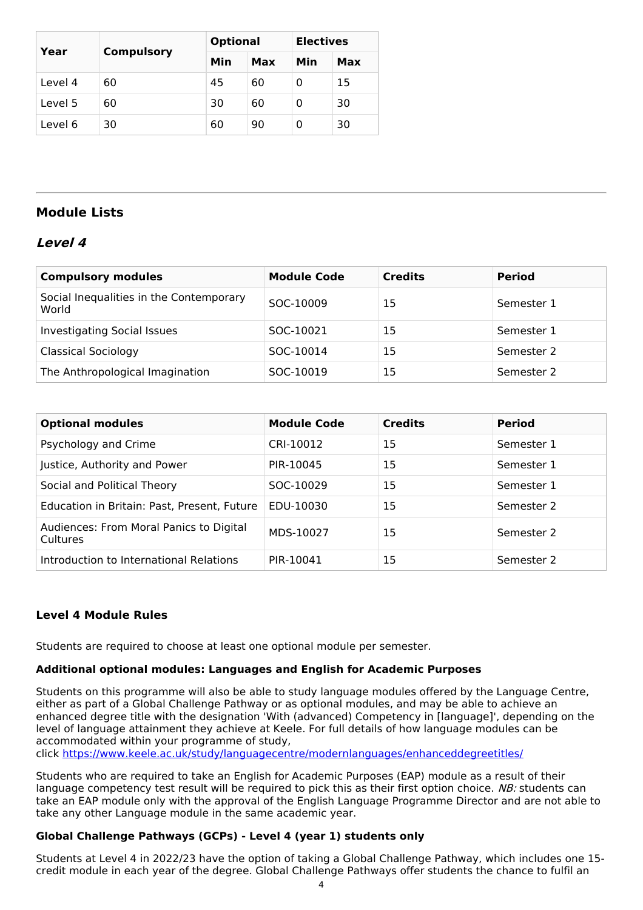| Year | Compulsory | Optional | | Electives | |
|---|---|---|---|---|---|
| | | Min | Max | Min | Max |
| Level 4 | 60 | 45 | 60 | 0 | 15 |
| Level 5 | 60 | 30 | 60 | 0 | 30 |
| Level 6 | 30 | 60 | 90 | 0 | 30 |

## Module Lists

### *Level 4*

| Compulsory modules | Module Code | Credits | Period |
|---|---|---|---|
| Social Inequalities in the Contemporary World | SOC-10009 | 15 | Semester 1 |
| Investigating Social Issues | SOC-10021 | 15 | Semester 1 |
| Classical Sociology | SOC-10014 | 15 | Semester 2 |
| The Anthropological Imagination | SOC-10019 | 15 | Semester 2 |

| Optional modules | Module Code | Credits | Period |
|---|---|---|---|
| Psychology and Crime | CRI-10012 | 15 | Semester 1 |
| Justice, Authority and Power | PIR-10045 | 15 | Semester 1 |
| Social and Political Theory | SOC-10029 | 15 | Semester 1 |
| Education in Britain: Past, Present, Future | EDU-10030 | 15 | Semester 2 |
| Audiences: From Moral Panics to Digital Cultures | MDS-10027 | 15 | Semester 2 |
| Introduction to International Relations | PIR-10041 | 15 | Semester 2 |

#### Level 4 Module Rules

Students are required to choose at least one optional module per semester.

**Additional optional modules: Languages and English for Academic Purposes**

Students on this programme will also be able to study language modules offered by the Language Centre, either as part of a Global Challenge Pathway or as optional modules, and may be able to achieve an enhanced degree title with the designation 'With (advanced) Competency in [language]', depending on the level of language attainment they achieve at Keele. For full details of how language modules can be accommodated within your programme of study, click https://www.keele.ac.uk/study/languagecentre/modernlanguages/enhanceddegreetitles/

Students who are required to take an English for Academic Purposes (EAP) module as a result of their language competency test result will be required to pick this as their first option choice. *NB:* students can take an EAP module only with the approval of the English Language Programme Director and are not able to take any other Language module in the same academic year.

**Global Challenge Pathways (GCPs) - Level 4 (year 1) students only**

Students at Level 4 in 2022/23 have the option of taking a Global Challenge Pathway, which includes one 15-credit module in each year of the degree. Global Challenge Pathways offer students the chance to fulfil an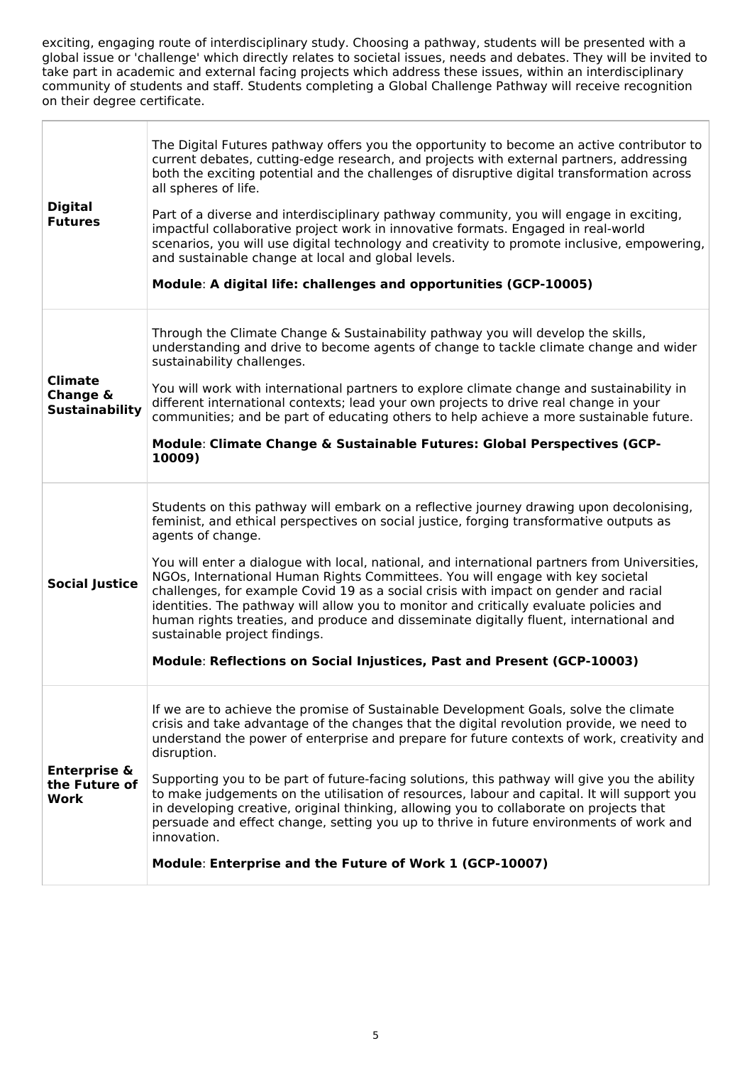exciting, engaging route of interdisciplinary study. Choosing a pathway, students will be presented with a global issue or 'challenge' which directly relates to societal issues, needs and debates. They will be invited to take part in academic and external facing projects which address these issues, within an interdisciplinary community of students and staff. Students completing a Global Challenge Pathway will receive recognition on their degree certificate.

| | |
|---|---|
| **Digital Futures** | The Digital Futures pathway offers you the opportunity to become an active contributor to current debates, cutting-edge research, and projects with external partners, addressing both the exciting potential and the challenges of disruptive digital transformation across all spheres of life.<br><br>Part of a diverse and interdisciplinary pathway community, you will engage in exciting, impactful collaborative project work in innovative formats. Engaged in real-world scenarios, you will use digital technology and creativity to promote inclusive, empowering, and sustainable change at local and global levels.<br><br>**Module**: **A digital life: challenges and opportunities (GCP-10005)** |
| **Climate Change & Sustainability** | Through the Climate Change & Sustainability pathway you will develop the skills, understanding and drive to become agents of change to tackle climate change and wider sustainability challenges.<br><br>You will work with international partners to explore climate change and sustainability in different international contexts; lead your own projects to drive real change in your communities; and be part of educating others to help achieve a more sustainable future.<br><br>**Module**: **Climate Change & Sustainable Futures: Global Perspectives (GCP-10009)** |
| **Social Justice** | Students on this pathway will embark on a reflective journey drawing upon decolonising, feminist, and ethical perspectives on social justice, forging transformative outputs as agents of change.<br><br>You will enter a dialogue with local, national, and international partners from Universities, NGOs, International Human Rights Committees. You will engage with key societal challenges, for example Covid 19 as a social crisis with impact on gender and racial identities. The pathway will allow you to monitor and critically evaluate policies and human rights treaties, and produce and disseminate digitally fluent, international and sustainable project findings.<br><br>**Module**: **Reflections on Social Injustices, Past and Present (GCP-10003)** |
| **Enterprise & the Future of Work** | If we are to achieve the promise of Sustainable Development Goals, solve the climate crisis and take advantage of the changes that the digital revolution provide, we need to understand the power of enterprise and prepare for future contexts of work, creativity and disruption.<br><br>Supporting you to be part of future-facing solutions, this pathway will give you the ability to make judgements on the utilisation of resources, labour and capital. It will support you in developing creative, original thinking, allowing you to collaborate on projects that persuade and effect change, setting you up to thrive in future environments of work and innovation.<br><br>**Module**: **Enterprise and the Future of Work 1 (GCP-10007)** |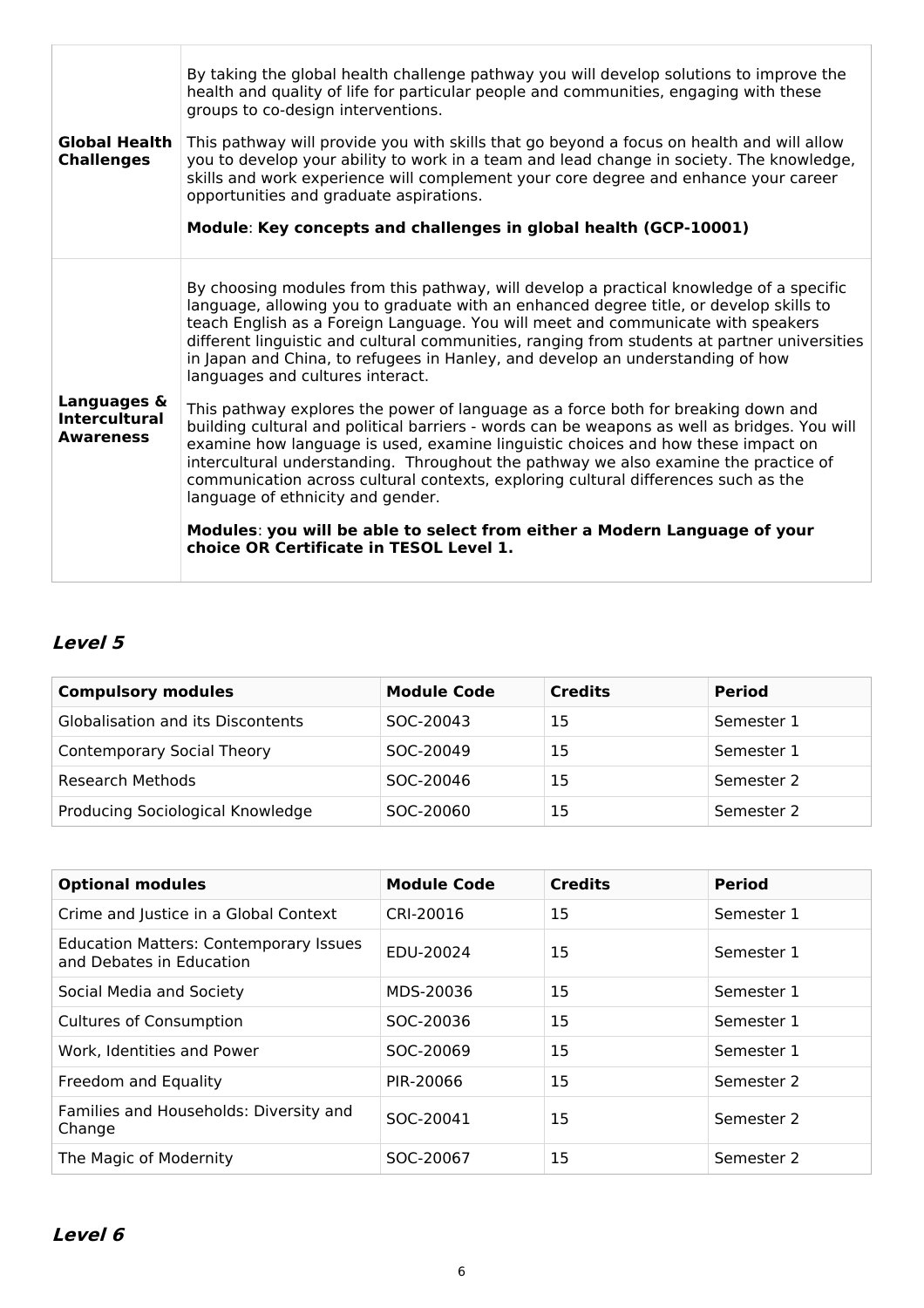| | |
|---|---|
| **Global Health Challenges** | By taking the global health challenge pathway you will develop solutions to improve the health and quality of life for particular people and communities, engaging with these groups to co-design interventions.<br><br>This pathway will provide you with skills that go beyond a focus on health and will allow you to develop your ability to work in a team and lead change in society. The knowledge, skills and work experience will complement your core degree and enhance your career opportunities and graduate aspirations.<br><br>**Module**: **Key concepts and challenges in global health (GCP-10001)** |
| **Languages & Intercultural Awareness** | By choosing modules from this pathway, will develop a practical knowledge of a specific language, allowing you to graduate with an enhanced degree title, or develop skills to teach English as a Foreign Language. You will meet and communicate with speakers different linguistic and cultural communities, ranging from students at partner universities in Japan and China, to refugees in Hanley, and develop an understanding of how languages and cultures interact.<br><br>This pathway explores the power of language as a force both for breaking down and building cultural and political barriers - words can be weapons as well as bridges. You will examine how language is used, examine linguistic choices and how these impact on intercultural understanding. Throughout the pathway we also examine the practice of communication across cultural contexts, exploring cultural differences such as the language of ethnicity and gender.<br><br>**Modules**: **you will be able to select from either a Modern Language of your choice OR Certificate in TESOL Level 1.** |

## *Level 5*

| Compulsory modules | Module Code | Credits | Period |
|---|---|---|---|
| Globalisation and its Discontents | SOC-20043 | 15 | Semester 1 |
| Contemporary Social Theory | SOC-20049 | 15 | Semester 1 |
| Research Methods | SOC-20046 | 15 | Semester 2 |
| Producing Sociological Knowledge | SOC-20060 | 15 | Semester 2 |

| Optional modules | Module Code | Credits | Period |
|---|---|---|---|
| Crime and Justice in a Global Context | CRI-20016 | 15 | Semester 1 |
| Education Matters: Contemporary Issues and Debates in Education | EDU-20024 | 15 | Semester 1 |
| Social Media and Society | MDS-20036 | 15 | Semester 1 |
| Cultures of Consumption | SOC-20036 | 15 | Semester 1 |
| Work, Identities and Power | SOC-20069 | 15 | Semester 1 |
| Freedom and Equality | PIR-20066 | 15 | Semester 2 |
| Families and Households: Diversity and Change | SOC-20041 | 15 | Semester 2 |
| The Magic of Modernity | SOC-20067 | 15 | Semester 2 |

## *Level 6*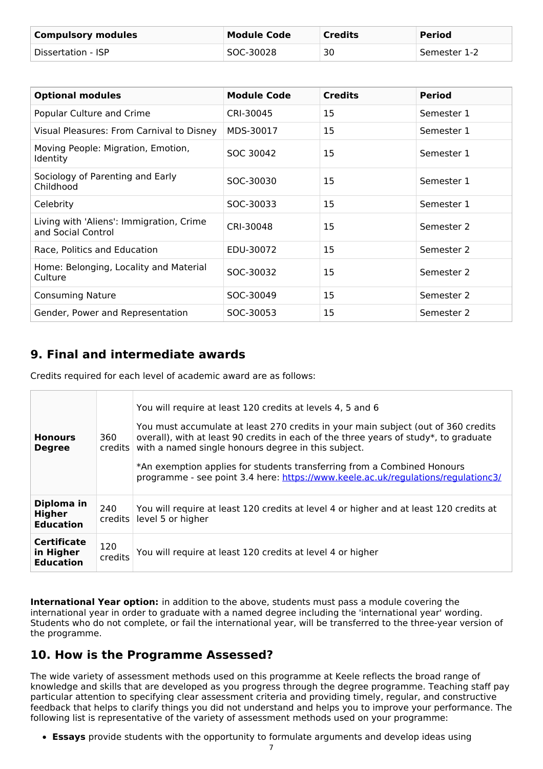| Compulsory modules | Module Code | Credits | Period |
| --- | --- | --- | --- |
| Dissertation - ISP | SOC-30028 | 30 | Semester 1-2 |

| Optional modules | Module Code | Credits | Period |
| --- | --- | --- | --- |
| Popular Culture and Crime | CRI-30045 | 15 | Semester 1 |
| Visual Pleasures: From Carnival to Disney | MDS-30017 | 15 | Semester 1 |
| Moving People: Migration, Emotion, Identity | SOC 30042 | 15 | Semester 1 |
| Sociology of Parenting and Early Childhood | SOC-30030 | 15 | Semester 1 |
| Celebrity | SOC-30033 | 15 | Semester 1 |
| Living with 'Aliens': Immigration, Crime and Social Control | CRI-30048 | 15 | Semester 2 |
| Race, Politics and Education | EDU-30072 | 15 | Semester 2 |
| Home: Belonging, Locality and Material Culture | SOC-30032 | 15 | Semester 2 |
| Consuming Nature | SOC-30049 | 15 | Semester 2 |
| Gender, Power and Representation | SOC-30053 | 15 | Semester 2 |

## 9. Final and intermediate awards

Credits required for each level of academic award are as follows:

| | | |
| --- | --- | --- |
| **Honours Degree** | 360 credits | You will require at least 120 credits at levels 4, 5 and 6<br><br>You must accumulate at least 270 credits in your main subject (out of 360 credits overall), with at least 90 credits in each of the three years of study*, to graduate with a named single honours degree in this subject.<br><br>*An exemption applies for students transferring from a Combined Honours programme - see point 3.4 here: https://www.keele.ac.uk/regulations/regulationc3/ |
| **Diploma in Higher Education** | 240 credits | You will require at least 120 credits at level 4 or higher and at least 120 credits at level 5 or higher |
| **Certificate in Higher Education** | 120 credits | You will require at least 120 credits at level 4 or higher |

**International Year option:** in addition to the above, students must pass a module covering the international year in order to graduate with a named degree including the 'international year' wording. Students who do not complete, or fail the international year, will be transferred to the three-year version of the programme.

## 10. How is the Programme Assessed?

The wide variety of assessment methods used on this programme at Keele reflects the broad range of knowledge and skills that are developed as you progress through the degree programme. Teaching staff pay particular attention to specifying clear assessment criteria and providing timely, regular, and constructive feedback that helps to clarify things you did not understand and helps you to improve your performance. The following list is representative of the variety of assessment methods used on your programme:

- **Essays** provide students with the opportunity to formulate arguments and develop ideas using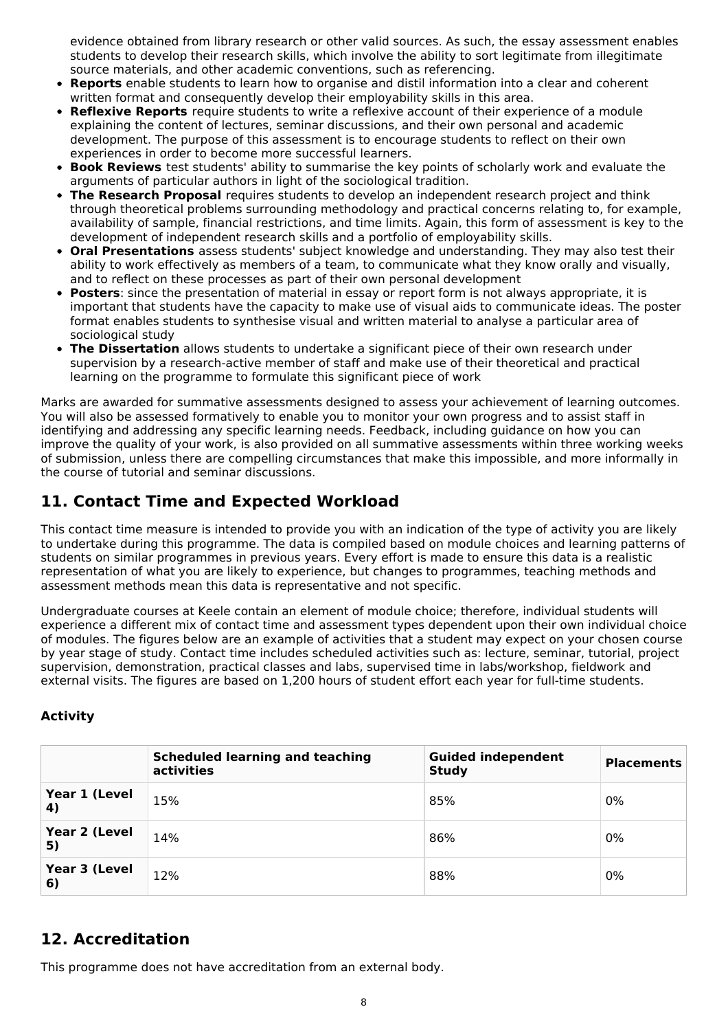evidence obtained from library research or other valid sources. As such, the essay assessment enables students to develop their research skills, which involve the ability to sort legitimate from illegitimate source materials, and other academic conventions, such as referencing.

- **Reports** enable students to learn how to organise and distil information into a clear and coherent written format and consequently develop their employability skills in this area.
- **Reflexive Reports** require students to write a reflexive account of their experience of a module explaining the content of lectures, seminar discussions, and their own personal and academic development. The purpose of this assessment is to encourage students to reflect on their own experiences in order to become more successful learners.
- **Book Reviews** test students' ability to summarise the key points of scholarly work and evaluate the arguments of particular authors in light of the sociological tradition.
- **The Research Proposal** requires students to develop an independent research project and think through theoretical problems surrounding methodology and practical concerns relating to, for example, availability of sample, financial restrictions, and time limits. Again, this form of assessment is key to the development of independent research skills and a portfolio of employability skills.
- **Oral Presentations** assess students' subject knowledge and understanding. They may also test their ability to work effectively as members of a team, to communicate what they know orally and visually, and to reflect on these processes as part of their own personal development
- **Posters**: since the presentation of material in essay or report form is not always appropriate, it is important that students have the capacity to make use of visual aids to communicate ideas. The poster format enables students to synthesise visual and written material to analyse a particular area of sociological study
- **The Dissertation** allows students to undertake a significant piece of their own research under supervision by a research-active member of staff and make use of their theoretical and practical learning on the programme to formulate this significant piece of work

Marks are awarded for summative assessments designed to assess your achievement of learning outcomes. You will also be assessed formatively to enable you to monitor your own progress and to assist staff in identifying and addressing any specific learning needs. Feedback, including guidance on how you can improve the quality of your work, is also provided on all summative assessments within three working weeks of submission, unless there are compelling circumstances that make this impossible, and more informally in the course of tutorial and seminar discussions.

## 11. Contact Time and Expected Workload

This contact time measure is intended to provide you with an indication of the type of activity you are likely to undertake during this programme. The data is compiled based on module choices and learning patterns of students on similar programmes in previous years. Every effort is made to ensure this data is a realistic representation of what you are likely to experience, but changes to programmes, teaching methods and assessment methods mean this data is representative and not specific.

Undergraduate courses at Keele contain an element of module choice; therefore, individual students will experience a different mix of contact time and assessment types dependent upon their own individual choice of modules. The figures below are an example of activities that a student may expect on your chosen course by year stage of study. Contact time includes scheduled activities such as: lecture, seminar, tutorial, project supervision, demonstration, practical classes and labs, supervised time in labs/workshop, fieldwork and external visits. The figures are based on 1,200 hours of student effort each year for full-time students.

**Activity**

| | Scheduled learning and teaching activities | Guided independent Study | Placements |
|---|---|---|---|
| **Year 1 (Level 4)** | 15% | 85% | 0% |
| **Year 2 (Level 5)** | 14% | 86% | 0% |
| **Year 3 (Level 6)** | 12% | 88% | 0% |

## 12. Accreditation

This programme does not have accreditation from an external body.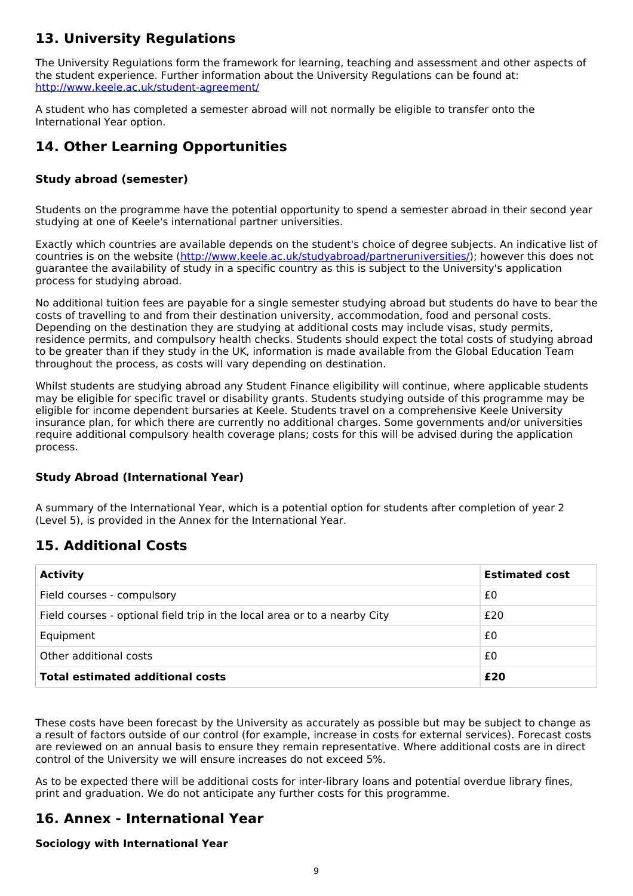## 13. University Regulations

The University Regulations form the framework for learning, teaching and assessment and other aspects of the student experience. Further information about the University Regulations can be found at: [http://www.keele.ac.uk/student-agreement/](http://www.keele.ac.uk/student-agreement/)

A student who has completed a semester abroad will not normally be eligible to transfer onto the International Year option.

## 14. Other Learning Opportunities

### Study abroad (semester)

Students on the programme have the potential opportunity to spend a semester abroad in their second year studying at one of Keele's international partner universities.

Exactly which countries are available depends on the student's choice of degree subjects. An indicative list of countries is on the website ([http://www.keele.ac.uk/studyabroad/partneruniversities/](http://www.keele.ac.uk/studyabroad/partneruniversities/)); however this does not guarantee the availability of study in a specific country as this is subject to the University's application process for studying abroad.

No additional tuition fees are payable for a single semester studying abroad but students do have to bear the costs of travelling to and from their destination university, accommodation, food and personal costs. Depending on the destination they are studying at additional costs may include visas, study permits, residence permits, and compulsory health checks. Students should expect the total costs of studying abroad to be greater than if they study in the UK, information is made available from the Global Education Team throughout the process, as costs will vary depending on destination.

Whilst students are studying abroad any Student Finance eligibility will continue, where applicable students may be eligible for specific travel or disability grants. Students studying outside of this programme may be eligible for income dependent bursaries at Keele. Students travel on a comprehensive Keele University insurance plan, for which there are currently no additional charges. Some governments and/or universities require additional compulsory health coverage plans; costs for this will be advised during the application process.

### Study Abroad (International Year)

A summary of the International Year, which is a potential option for students after completion of year 2 (Level 5), is provided in the Annex for the International Year.

## 15. Additional Costs

| Activity | Estimated cost |
|---|---|
| Field courses - compulsory | £0 |
| Field courses - optional field trip in the local area or to a nearby City | £20 |
| Equipment | £0 |
| Other additional costs | £0 |
| **Total estimated additional costs** | **£20** |

These costs have been forecast by the University as accurately as possible but may be subject to change as a result of factors outside of our control (for example, increase in costs for external services). Forecast costs are reviewed on an annual basis to ensure they remain representative. Where additional costs are in direct control of the University we will ensure increases do not exceed 5%.

As to be expected there will be additional costs for inter-library loans and potential overdue library fines, print and graduation. We do not anticipate any further costs for this programme.

## 16. Annex - International Year

### Sociology with International Year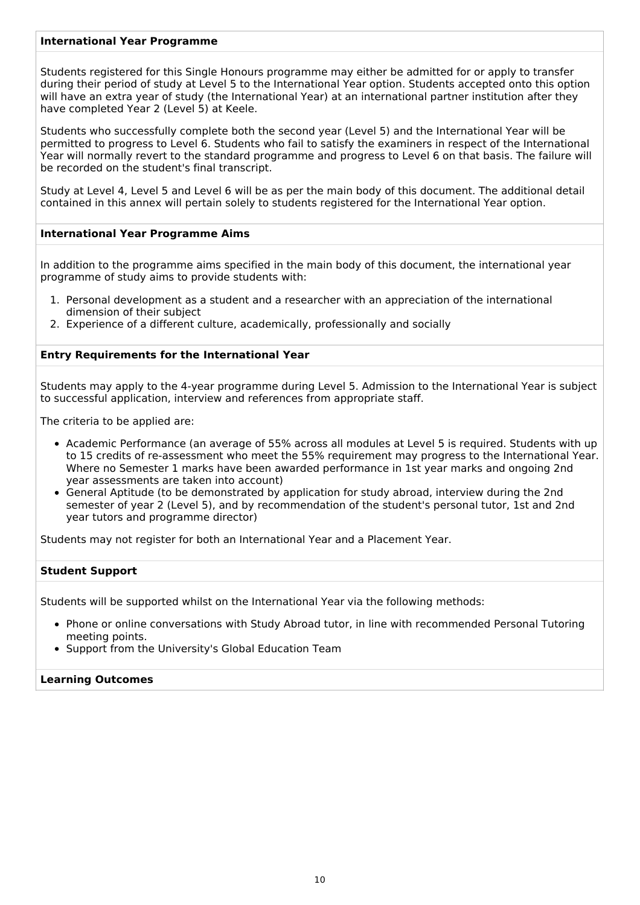### International Year Programme

Students registered for this Single Honours programme may either be admitted for or apply to transfer during their period of study at Level 5 to the International Year option. Students accepted onto this option will have an extra year of study (the International Year) at an international partner institution after they have completed Year 2 (Level 5) at Keele.

Students who successfully complete both the second year (Level 5) and the International Year will be permitted to progress to Level 6. Students who fail to satisfy the examiners in respect of the International Year will normally revert to the standard programme and progress to Level 6 on that basis. The failure will be recorded on the student's final transcript.

Study at Level 4, Level 5 and Level 6 will be as per the main body of this document. The additional detail contained in this annex will pertain solely to students registered for the International Year option.

### International Year Programme Aims

In addition to the programme aims specified in the main body of this document, the international year programme of study aims to provide students with:

1. Personal development as a student and a researcher with an appreciation of the international dimension of their subject
2. Experience of a different culture, academically, professionally and socially

### Entry Requirements for the International Year

Students may apply to the 4-year programme during Level 5. Admission to the International Year is subject to successful application, interview and references from appropriate staff.

The criteria to be applied are:

- Academic Performance (an average of 55% across all modules at Level 5 is required. Students with up to 15 credits of re-assessment who meet the 55% requirement may progress to the International Year. Where no Semester 1 marks have been awarded performance in 1st year marks and ongoing 2nd year assessments are taken into account)
- General Aptitude (to be demonstrated by application for study abroad, interview during the 2nd semester of year 2 (Level 5), and by recommendation of the student's personal tutor, 1st and 2nd year tutors and programme director)

Students may not register for both an International Year and a Placement Year.

### Student Support

Students will be supported whilst on the International Year via the following methods:

- Phone or online conversations with Study Abroad tutor, in line with recommended Personal Tutoring meeting points.
- Support from the University's Global Education Team

### Learning Outcomes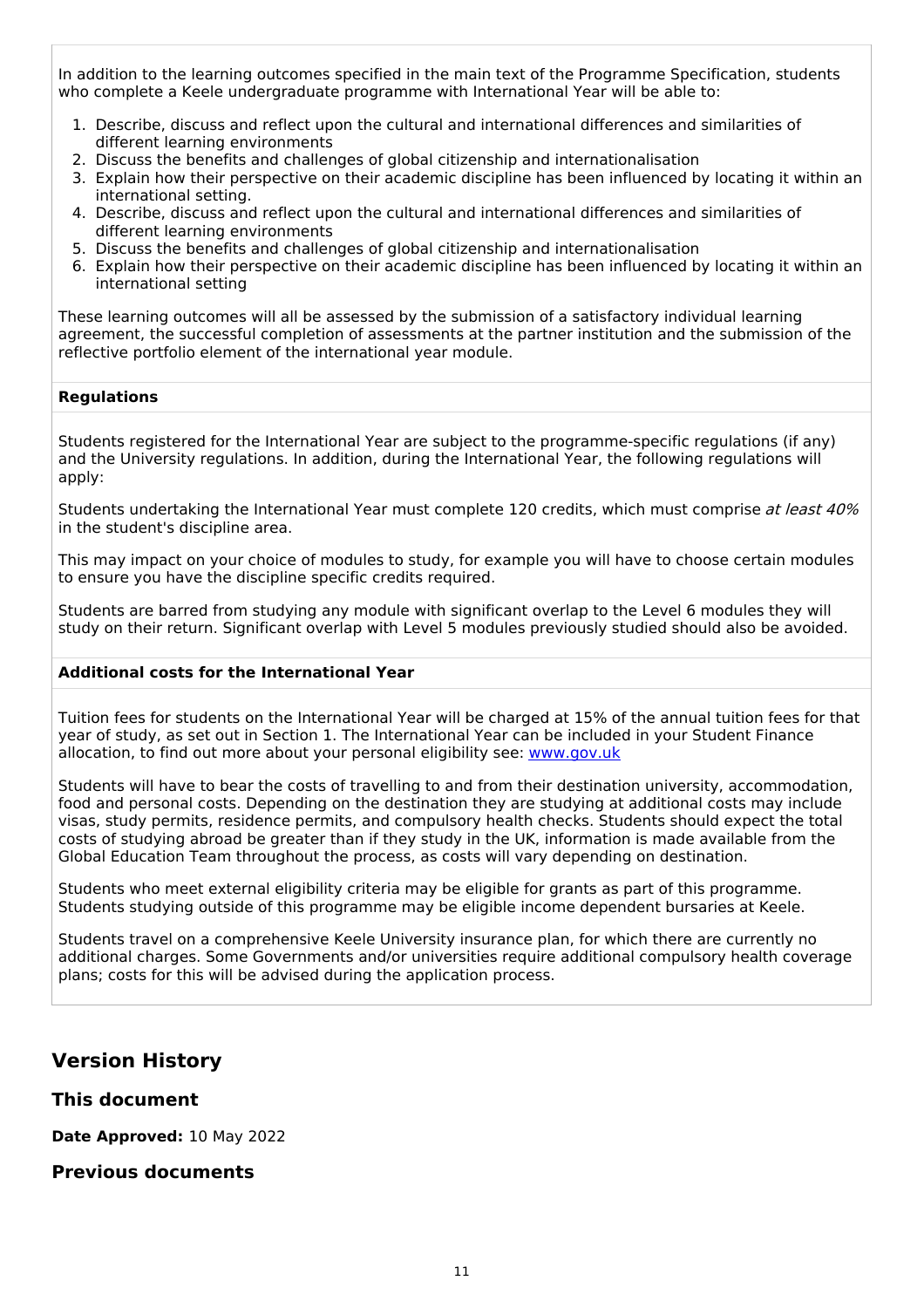In addition to the learning outcomes specified in the main text of the Programme Specification, students who complete a Keele undergraduate programme with International Year will be able to:

1. Describe, discuss and reflect upon the cultural and international differences and similarities of different learning environments
2. Discuss the benefits and challenges of global citizenship and internationalisation
3. Explain how their perspective on their academic discipline has been influenced by locating it within an international setting.
4. Describe, discuss and reflect upon the cultural and international differences and similarities of different learning environments
5. Discuss the benefits and challenges of global citizenship and internationalisation
6. Explain how their perspective on their academic discipline has been influenced by locating it within an international setting

These learning outcomes will all be assessed by the submission of a satisfactory individual learning agreement, the successful completion of assessments at the partner institution and the submission of the reflective portfolio element of the international year module.

**Regulations**

Students registered for the International Year are subject to the programme-specific regulations (if any) and the University regulations. In addition, during the International Year, the following regulations will apply:

Students undertaking the International Year must complete 120 credits, which must comprise *at least 40%* in the student's discipline area.

This may impact on your choice of modules to study, for example you will have to choose certain modules to ensure you have the discipline specific credits required.

Students are barred from studying any module with significant overlap to the Level 6 modules they will study on their return. Significant overlap with Level 5 modules previously studied should also be avoided.

**Additional costs for the International Year**

Tuition fees for students on the International Year will be charged at 15% of the annual tuition fees for that year of study, as set out in Section 1. The International Year can be included in your Student Finance allocation, to find out more about your personal eligibility see: [www.gov.uk](www.gov.uk)

Students will have to bear the costs of travelling to and from their destination university, accommodation, food and personal costs. Depending on the destination they are studying at additional costs may include visas, study permits, residence permits, and compulsory health checks. Students should expect the total costs of studying abroad be greater than if they study in the UK, information is made available from the Global Education Team throughout the process, as costs will vary depending on destination.

Students who meet external eligibility criteria may be eligible for grants as part of this programme. Students studying outside of this programme may be eligible income dependent bursaries at Keele.

Students travel on a comprehensive Keele University insurance plan, for which there are currently no additional charges. Some Governments and/or universities require additional compulsory health coverage plans; costs for this will be advised during the application process.

## Version History

### This document

**Date Approved:** 10 May 2022

### Previous documents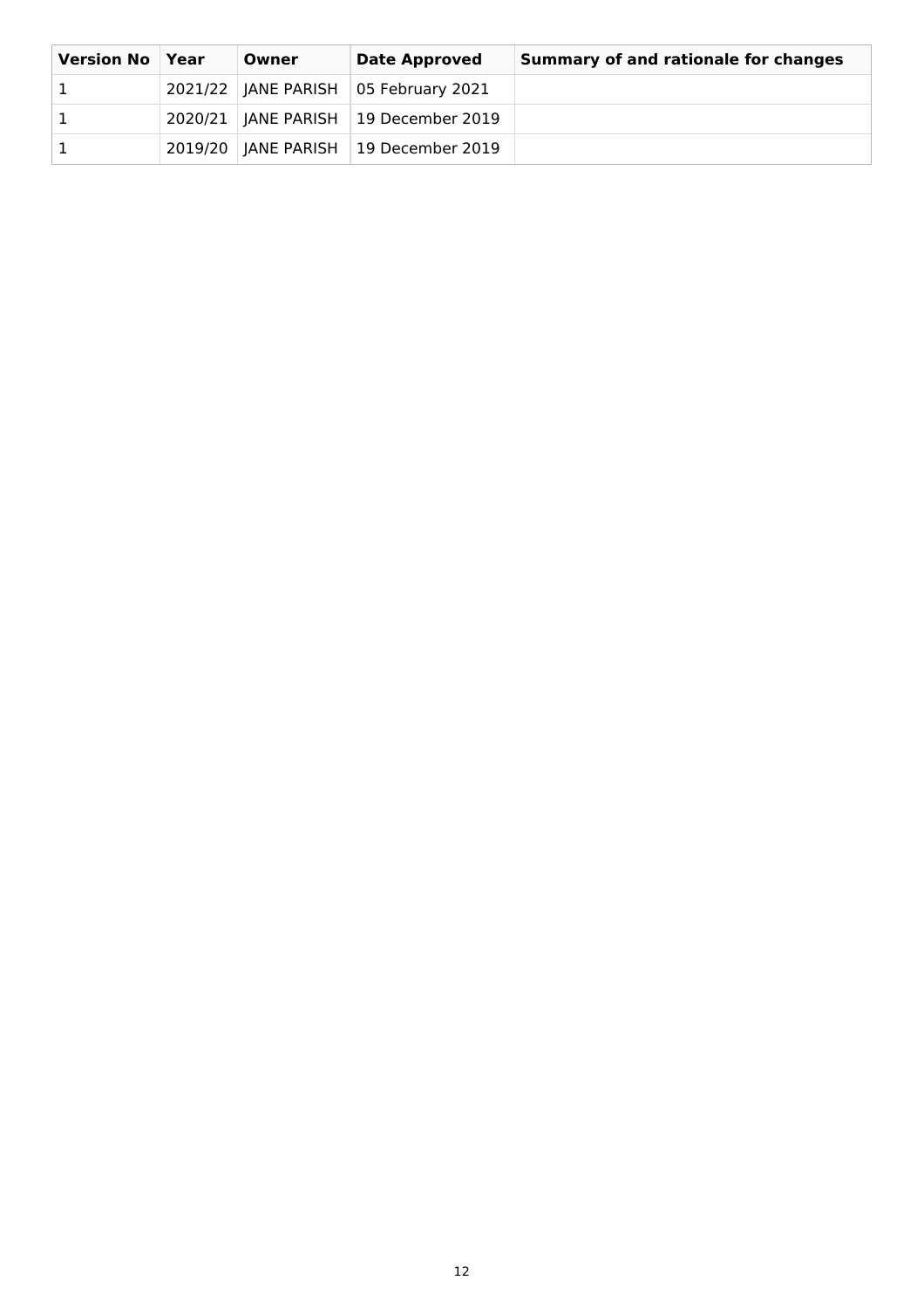| Version No | Year | Owner | Date Approved | Summary of and rationale for changes |
| --- | --- | --- | --- | --- |
| 1 | 2021/22 | JANE PARISH | 05 February 2021 | |
| 1 | 2020/21 | JANE PARISH | 19 December 2019 | |
| 1 | 2019/20 | JANE PARISH | 19 December 2019 | |